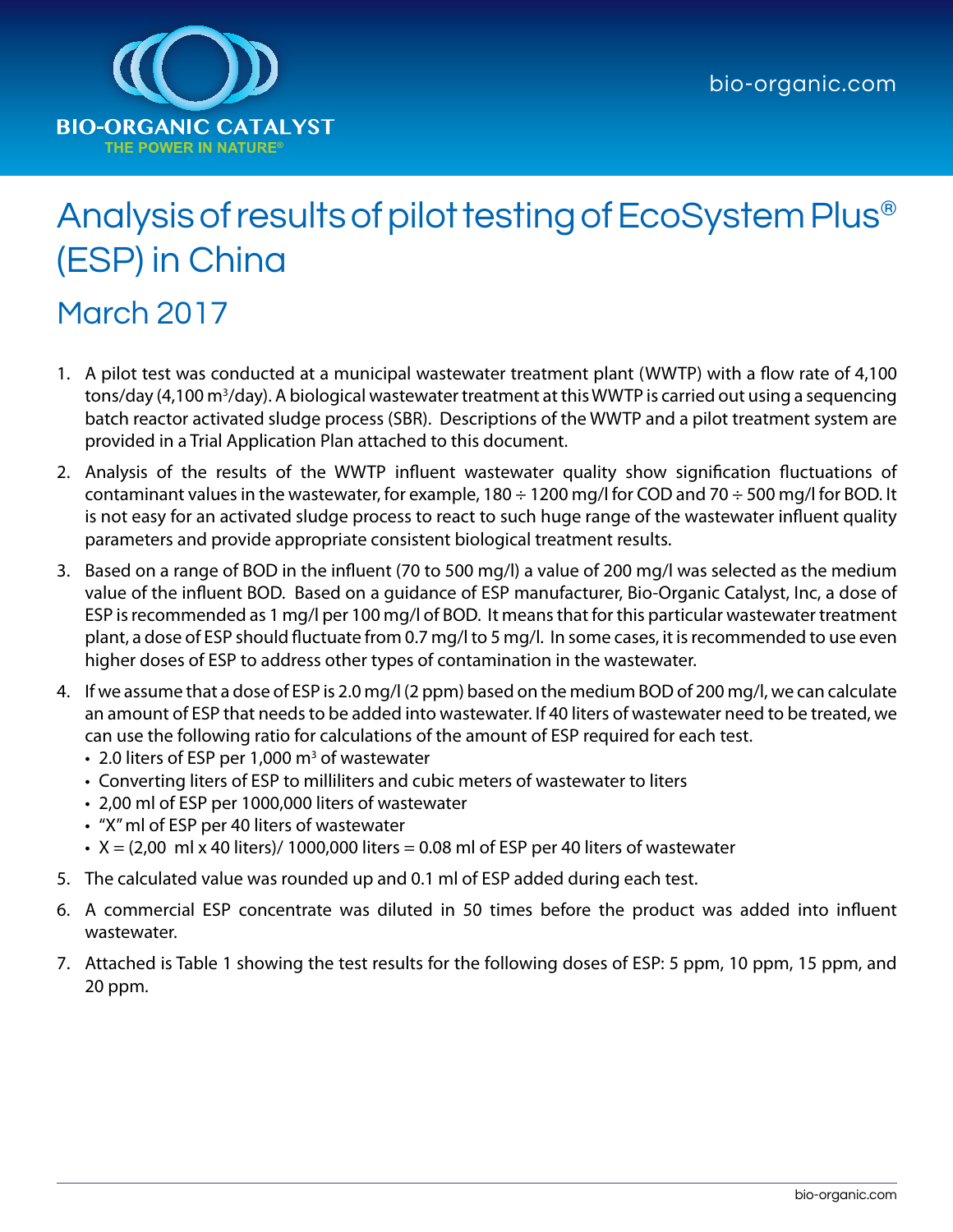BIO-ORGANIC CATALYST

THE POWER IN NATURE®

bio-organic.com

# Analysis of results of pilot testing of EcoSystem Plus® (ESP) in China

## March 2017

1. A pilot test was conducted at a municipal wastewater treatment plant (WWTP) with a flow rate of 4,100 tons/day (4,100 $m^3$/day). A biological wastewater treatment at this WWTP is carried out using a sequencing batch reactor activated sludge process (SBR). Descriptions of the WWTP and a pilot treatment system are provided in a Trial Application Plan attached to this document.
2. Analysis of the results of the WWTP influent wastewater quality show signification fluctuations of contaminant values in the wastewater, for example, 180 ÷ 1200 mg/l for COD and 70 ÷ 500 mg/l for BOD. It is not easy for an activated sludge process to react to such huge range of the wastewater influent quality parameters and provide appropriate consistent biological treatment results.
3. Based on a range of BOD in the influent (70 to 500 mg/l) a value of 200 mg/l was selected as the medium value of the influent BOD. Based on a guidance of ESP manufacturer, Bio-Organic Catalyst, Inc, a dose of ESP is recommended as 1 mg/l per 100 mg/l of BOD. It means that for this particular wastewater treatment plant, a dose of ESP should fluctuate from 0.7 mg/l to 5 mg/l. In some cases, it is recommended to use even higher doses of ESP to address other types of contamination in the wastewater.
4. If we assume that a dose of ESP is 2.0 mg/l (2 ppm) based on the medium BOD of 200 mg/l, we can calculate an amount of ESP that needs to be added into wastewater. If 40 liters of wastewater need to be treated, we can use the following ratio for calculations of the amount of ESP required for each test.
   - 2.0 liters of ESP per 1,000 $m^3$ of wastewater
   - Converting liters of ESP to milliliters and cubic meters of wastewater to liters
   - 2,00 ml of ESP per 1000,000 liters of wastewater
   - "X" ml of ESP per 40 liters of wastewater
   - X = (2,00 ml x 40 liters)/ 1000,000 liters = 0.08 ml of ESP per 40 liters of wastewater
5. The calculated value was rounded up and 0.1 ml of ESP added during each test.
6. A commercial ESP concentrate was diluted in 50 times before the product was added into influent wastewater.
7. Attached is Table 1 showing the test results for the following doses of ESP: 5 ppm, 10 ppm, 15 ppm, and 20 ppm.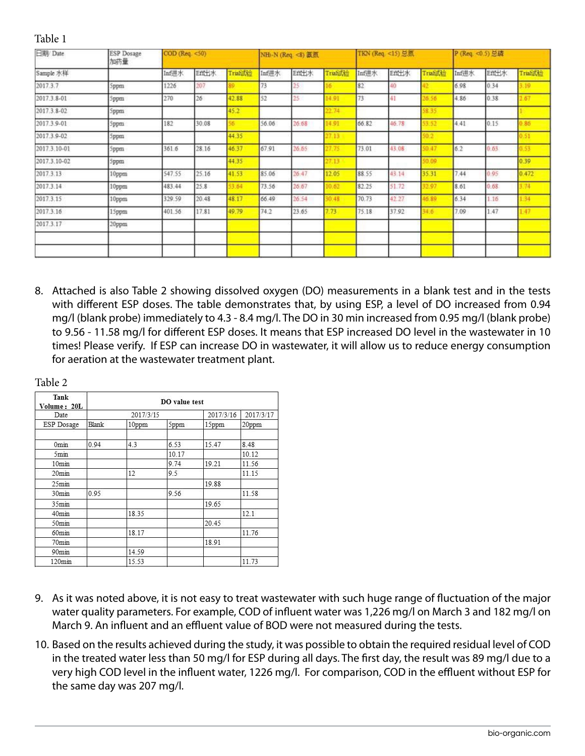Table 1

| 日期/ Date | ESP Dosage 加药量 | COD (Req. <50) | | | $NH_3$-N (Req. <8) 氨氮 | | | TKN (Req. <15) 总氮 | | | P (Req. <0.5) 总磷 | | |
|---|---|---|---|---|---|---|---|---|---|---|---|---|---|
| Sample 水样 | | Inf进水 | Eff出水 | Trial试验 | Inf进水 | Eff出水 | Trial试验 | Inf进水 | Eff出水 | Trial试验 | Inf进水 | Eff出水 | Trial试验 |
| 2017.3.7 | 5ppm | 1226 | 207 | 89 | 73 | 25 | 16 | 82 | 40 | 42 | 6.98 | 0.34 | 3.19 |
| 2017.3.8-01 | 5ppm | 270 | 26 | 42.88 | 52 | 25 | 14.91 | 73 | 41 | 26.56 | 4.86 | 0.38 | 2.67 |
| 2017.3.8-02 | 5ppm | | | 45.2 | | | 22.74 | | | 58.35 | | | 1 |
| 2017.3.9-01 | 5ppm | 182 | 30.08 | 56 | 56.06 | 26.68 | 14.91 | 66.82 | 46.78 | 53.52 | 4.41 | 0.15 | 0.86 |
| 2017.3.9-02 | 5ppm | | | 44.35 | | | 27.13 | | | 50.2 | | | 0.51 |
| 2017.3.10-01 | 5ppm | 361.6 | 28.16 | 46.37 | 67.91 | 26.65 | 27.75 | 73.01 | 43.08 | 50.47 | 6.2 | 0.63 | 0.53 |
| 2017.3.10-02 | 5ppm | | | 44.35 | | | 27.13 | | | 50.09 | | | 0.39 |
| 2017.3.13 | 10ppm | 547.55 | 25.16 | 41.53 | 85.06 | 26.47 | 12.05 | 88.55 | 43.14 | 35.31 | 7.44 | 0.95 | 0.472 |
| 2017.3.14 | 10ppm | 483.44 | 25.8 | 53.64 | 73.56 | 26.67 | 10.62 | 82.25 | 51.72 | 32.97 | 8.61 | 0.68 | 3.74 |
| 2017.3.15 | 10ppm | 329.59 | 20.48 | 48.17 | 66.49 | 26.54 | 30.48 | 70.73 | 42.27 | 46.89 | 6.34 | 1.16 | 1.34 |
| 2017.3.16 | 15ppm | 401.56 | 17.81 | 49.79 | 74.2 | 23.65 | 7.73 | 75.18 | 37.92 | 34.6 | 7.09 | 1.47 | 1.47 |
| 2017.3.17 | 20ppm | | | | | | | | | | | | |
| | | | | | | | | | | | | | |
| | | | | | | | | | | | | | |

8. Attached is also Table 2 showing dissolved oxygen (DO) measurements in a blank test and in the tests with different ESP doses. The table demonstrates that, by using ESP, a level of DO increased from 0.94 mg/l (blank probe) immediately to 4.3 - 8.4 mg/l. The DO in 30 min increased from 0.95 mg/l (blank probe) to 9.56 - 11.58 mg/l for different ESP doses. It means that ESP increased DO level in the wastewater in 10 times! Please verify. If ESP can increase DO in wastewater, it will allow us to reduce energy consumption for aeration at the wastewater treatment plant.

Table 2

| Tank Volume：20L | DO value test | | | | |
|---|---|---|---|---|---|
| Date | 2017/3/15 | | | 2017/3/16 | 2017/3/17 |
| ESP Dosage | Blank | 10ppm | 5ppm | 15ppm | 20ppm |
| | | | | | |
| 0min | 0.94 | 4.3 | 6.53 | 15.47 | 8.48 |
| 5min | | | 10.17 | | 10.12 |
| 10min | | | 9.74 | 19.21 | 11.56 |
| 20min | | 12 | 9.5 | | 11.15 |
| 25min | | | | 19.88 | |
| 30min | 0.95 | | 9.56 | | 11.58 |
| 35min | | | | 19.65 | |
| 40min | | 18.35 | | | 12.1 |
| 50min | | | | 20.45 | |
| 60min | | 18.17 | | | 11.76 |
| 70min | | | | 18.91 | |
| 90min | | 14.59 | | | |
| 120min | | 15.53 | | | 11.73 |

9. As it was noted above, it is not easy to treat wastewater with such huge range of fluctuation of the major water quality parameters. For example, COD of influent water was 1,226 mg/l on March 3 and 182 mg/l on March 9. An influent and an effluent value of BOD were not measured during the tests.

10. Based on the results achieved during the study, it was possible to obtain the required residual level of COD in the treated water less than 50 mg/l for ESP during all days. The first day, the result was 89 mg/l due to a very high COD level in the influent water, 1226 mg/l. For comparison, COD in the effluent without ESP for the same day was 207 mg/l.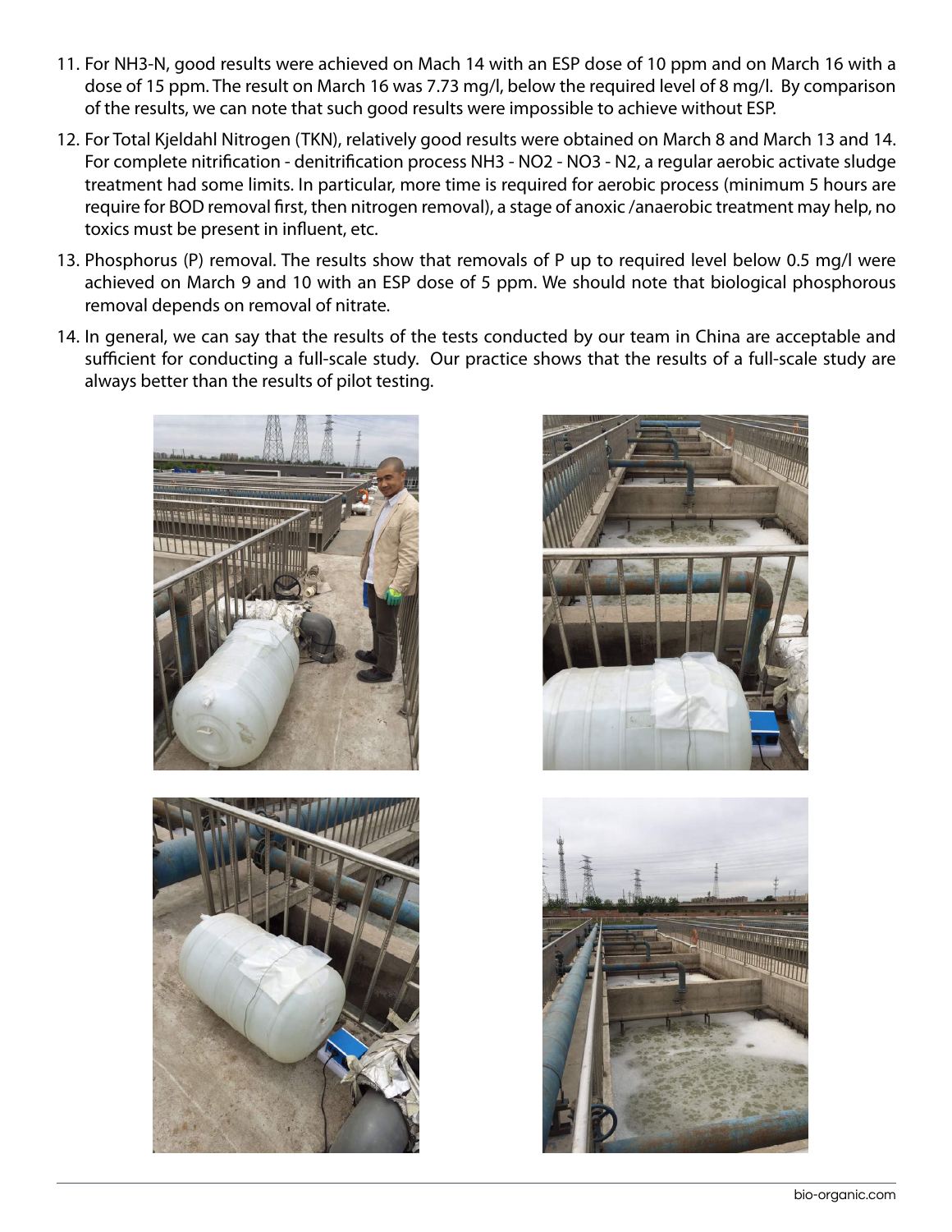11. For NH3-N, good results were achieved on Mach 14 with an ESP dose of 10 ppm and on March 16 with a dose of 15 ppm. The result on March 16 was 7.73 mg/l, below the required level of 8 mg/l. By comparison of the results, we can note that such good results were impossible to achieve without ESP.
12. For Total Kjeldahl Nitrogen (TKN), relatively good results were obtained on March 8 and March 13 and 14. For complete nitrification - denitrification process NH3 - NO2 - NO3 - N2, a regular aerobic activate sludge treatment had some limits. In particular, more time is required for aerobic process (minimum 5 hours are require for BOD removal first, then nitrogen removal), a stage of anoxic /anaerobic treatment may help, no toxics must be present in influent, etc.
13. Phosphorus (P) removal. The results show that removals of P up to required level below 0.5 mg/l were achieved on March 9 and 10 with an ESP dose of 5 ppm. We should note that biological phosphorous removal depends on removal of nitrate.
14. In general, we can say that the results of the tests conducted by our team in China are acceptable and sufficient for conducting a full-scale study. Our practice shows that the results of a full-scale study are always better than the results of pilot testing.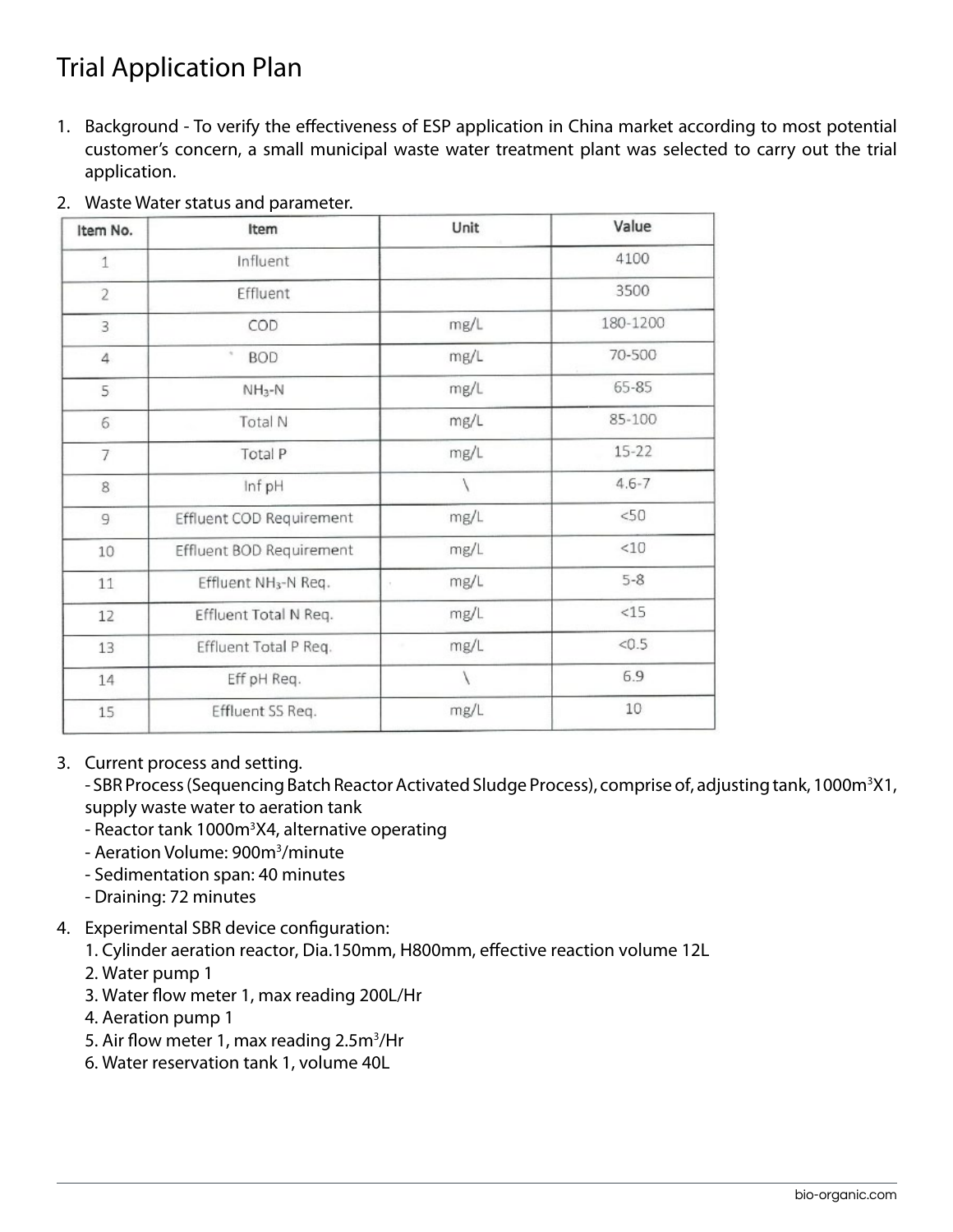# Trial Application Plan

1. Background - To verify the effectiveness of ESP application in China market according to most potential customer's concern, a small municipal waste water treatment plant was selected to carry out the trial application.
2. Waste Water status and parameter.

| Item No. | Item | Unit | Value |
|---|---|---|---|
| 1 | Influent | | 4100 |
| 2 | Effluent | | 3500 |
| 3 | COD | mg/L | 180-1200 |
| 4 | BOD | mg/L | 70-500 |
| 5 | $NH_3$-N | mg/L | 65-85 |
| 6 | Total N | mg/L | 85-100 |
| 7 | Total P | mg/L | 15-22 |
| 8 | Inf pH | \ | 4.6-7 |
| 9 | Effluent COD Requirement | mg/L | <50 |
| 10 | Effluent BOD Requirement | mg/L | <10 |
| 11 | Effluent $NH_3$-N Req. | mg/L | 5-8 |
| 12 | Effluent Total N Req. | mg/L | <15 |
| 13 | Effluent Total P Req. | mg/L | <0.5 |
| 14 | Eff pH Req. | \ | 6.9 |
| 15 | Effluent SS Req. | mg/L | 10 |

3. Current process and setting.
   - SBR Process (Sequencing Batch Reactor Activated Sludge Process), comprise of, adjusting tank, 1000m$^3$X1, supply waste water to aeration tank
   - Reactor tank 1000m$^3$X4, alternative operating
   - Aeration Volume: 900m$^3$/minute
   - Sedimentation span: 40 minutes
   - Draining: 72 minutes
4. Experimental SBR device configuration:
   1. Cylinder aeration reactor, Dia.150mm, H800mm, effective reaction volume 12L
   2. Water pump 1
   3. Water flow meter 1, max reading 200L/Hr
   4. Aeration pump 1
   5. Air flow meter 1, max reading 2.5m$^3$/Hr
   6. Water reservation tank 1, volume 40L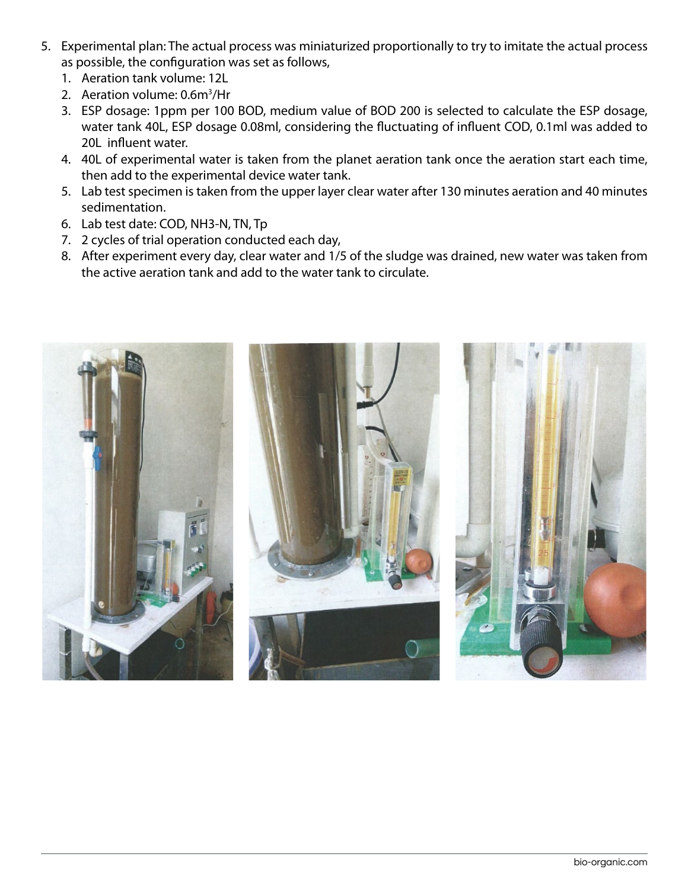5. Experimental plan: The actual process was miniaturized proportionally to try to imitate the actual process as possible, the configuration was set as follows,
   1. Aeration tank volume: 12L
   2. Aeration volume: $0.6m^3$/Hr
   3. ESP dosage: 1ppm per 100 BOD, medium value of BOD 200 is selected to calculate the ESP dosage, water tank 40L, ESP dosage 0.08ml, considering the fluctuating of influent COD, 0.1ml was added to 20L influent water.
   4. 40L of experimental water is taken from the planet aeration tank once the aeration start each time, then add to the experimental device water tank.
   5. Lab test specimen is taken from the upper layer clear water after 130 minutes aeration and 40 minutes sedimentation.
   6. Lab test date: COD, NH3-N, TN, Tp
   7. 2 cycles of trial operation conducted each day,
   8. After experiment every day, clear water and 1/5 of the sludge was drained, new water was taken from the active aeration tank and add to the water tank to circulate.